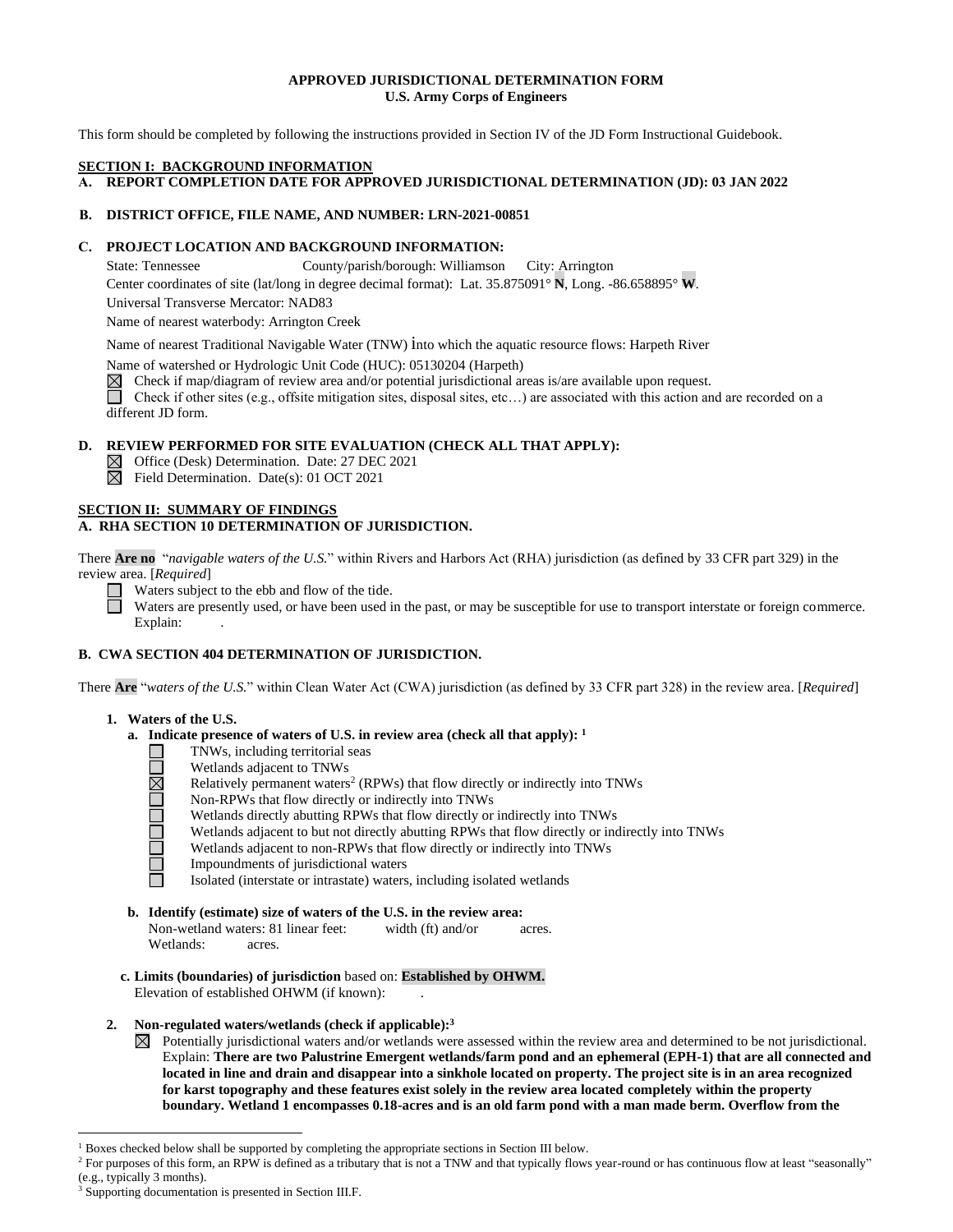**APPROVED JURISDICTIONAL DETERMINATION FORM**
**U.S. Army Corps of Engineers**

This form should be completed by following the instructions provided in Section IV of the JD Form Instructional Guidebook.

## SECTION I: BACKGROUND INFORMATION

**A. REPORT COMPLETION DATE FOR APPROVED JURISDICTIONAL DETERMINATION (JD): 03 JAN 2022**

**B. DISTRICT OFFICE, FILE NAME, AND NUMBER: LRN-2021-00851**

**C. PROJECT LOCATION AND BACKGROUND INFORMATION:**

State: Tennessee County/parish/borough: Williamson City: Arrington

Center coordinates of site (lat/long in degree decimal format): Lat. 35.875091° **N**, Long. -86.658895° **W**.

Universal Transverse Mercator: NAD83

Name of nearest waterbody: Arrington Creek

Name of nearest Traditional Navigable Water (TNW) into which the aquatic resource flows: Harpeth River

Name of watershed or Hydrologic Unit Code (HUC): 05130204 (Harpeth)

☒ Check if map/diagram of review area and/or potential jurisdictional areas is/are available upon request.

☐ Check if other sites (e.g., offsite mitigation sites, disposal sites, etc…) are associated with this action and are recorded on a different JD form.

**D. REVIEW PERFORMED FOR SITE EVALUATION (CHECK ALL THAT APPLY):**

☒ Office (Desk) Determination. Date: 27 DEC 2021

☒ Field Determination. Date(s): 01 OCT 2021

## SECTION II: SUMMARY OF FINDINGS

**A. RHA SECTION 10 DETERMINATION OF JURISDICTION.**

There **Are no** "*navigable waters of the U.S.*" within Rivers and Harbors Act (RHA) jurisdiction (as defined by 33 CFR part 329) in the review area. [*Required*]

☐ Waters subject to the ebb and flow of the tide.

☐ Waters are presently used, or have been used in the past, or may be susceptible for use to transport interstate or foreign commerce. Explain: .

**B. CWA SECTION 404 DETERMINATION OF JURISDICTION.**

There **Are** "*waters of the U.S.*" within Clean Water Act (CWA) jurisdiction (as defined by 33 CFR part 328) in the review area. [*Required*]

**1. Waters of the U.S.**

**a. Indicate presence of waters of U.S. in review area (check all that apply):** [1]

☐ TNWs, including territorial seas
☐ Wetlands adjacent to TNWs
☒ Relatively permanent waters[2] (RPWs) that flow directly or indirectly into TNWs
☐ Non-RPWs that flow directly or indirectly into TNWs
☐ Wetlands directly abutting RPWs that flow directly or indirectly into TNWs
☐ Wetlands adjacent to but not directly abutting RPWs that flow directly or indirectly into TNWs
☐ Wetlands adjacent to non-RPWs that flow directly or indirectly into TNWs
☐ Impoundments of jurisdictional waters
☐ Isolated (interstate or intrastate) waters, including isolated wetlands

**b. Identify (estimate) size of waters of the U.S. in the review area:**

Non-wetland waters: 81 linear feet: width (ft) and/or acres.
Wetlands: acres.

**c. Limits (boundaries) of jurisdiction** based on: **Established by OHWM.**

Elevation of established OHWM (if known): .

**2. Non-regulated waters/wetlands (check if applicable):**[3]

☒ Potentially jurisdictional waters and/or wetlands were assessed within the review area and determined to be not jurisdictional. Explain: **There are two Palustrine Emergent wetlands/farm pond and an ephemeral (EPH-1) that are all connected and located in line and drain and disappear into a sinkhole located on property. The project site is in an area recognized for karst topography and these features exist solely in the review area located completely within the property boundary. Wetland 1 encompasses 0.18-acres and is an old farm pond with a man made berm. Overflow from the**

---

[1] Boxes checked below shall be supported by completing the appropriate sections in Section III below.

[2] For purposes of this form, an RPW is defined as a tributary that is not a TNW and that typically flows year-round or has continuous flow at least "seasonally" (e.g., typically 3 months).

[3] Supporting documentation is presented in Section III.F.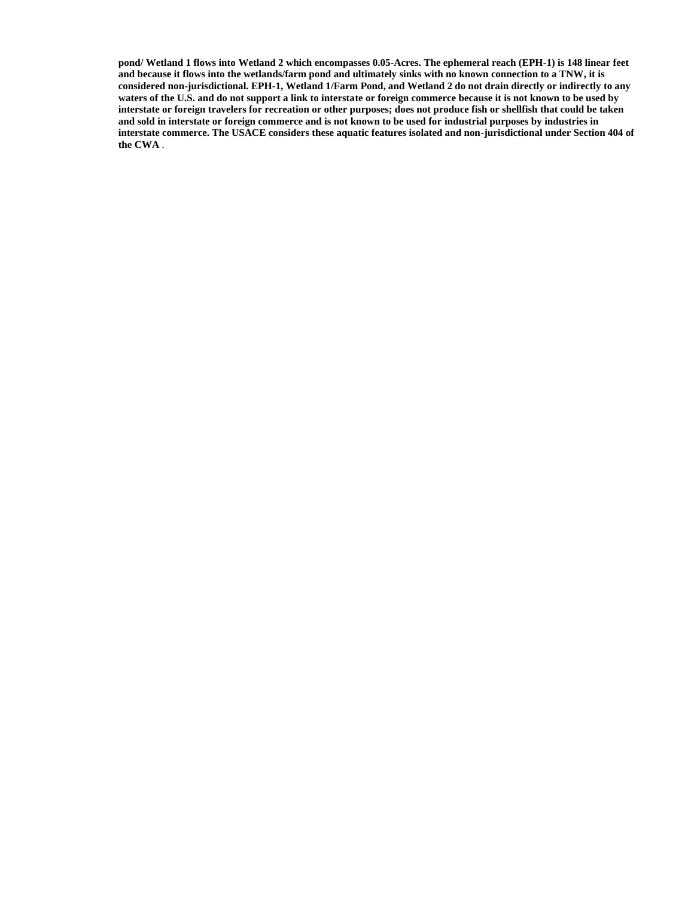**pond/ Wetland 1 flows into Wetland 2 which encompasses 0.05-Acres. The ephemeral reach (EPH-1) is 148 linear feet and because it flows into the wetlands/farm pond and ultimately sinks with no known connection to a TNW, it is considered non-jurisdictional. EPH-1, Wetland 1/Farm Pond, and Wetland 2 do not drain directly or indirectly to any waters of the U.S. and do not support a link to interstate or foreign commerce because it is not known to be used by interstate or foreign travelers for recreation or other purposes; does not produce fish or shellfish that could be taken and sold in interstate or foreign commerce and is not known to be used for industrial purposes by industries in interstate commerce. The USACE considers these aquatic features isolated and non-jurisdictional under Section 404 of the CWA** .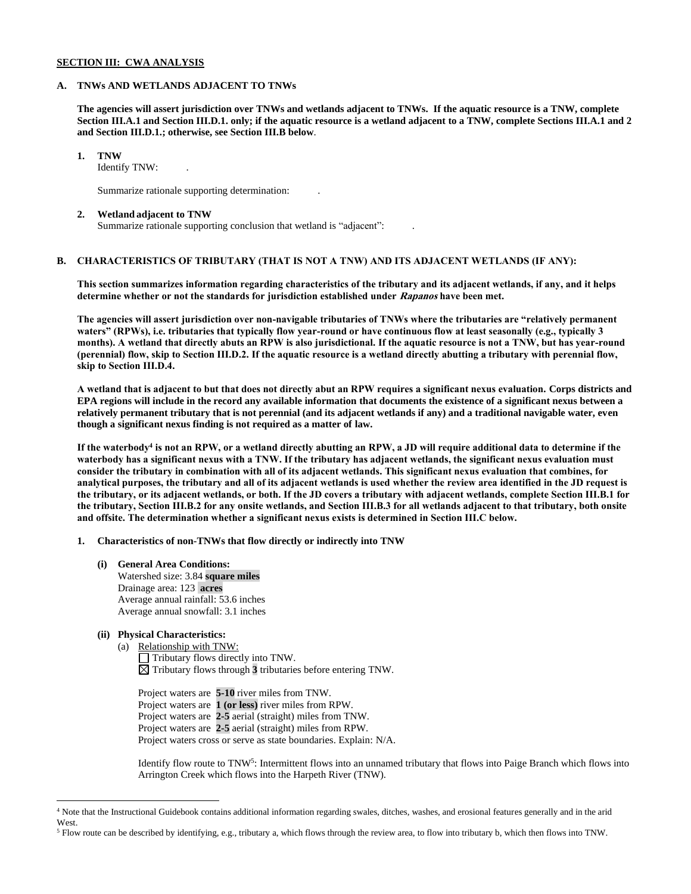**SECTION III: CWA ANALYSIS**

**A. TNWs AND WETLANDS ADJACENT TO TNWs**

**The agencies will assert jurisdiction over TNWs and wetlands adjacent to TNWs. If the aquatic resource is a TNW, complete Section III.A.1 and Section III.D.1. only; if the aquatic resource is a wetland adjacent to a TNW, complete Sections III.A.1 and 2 and Section III.D.1.; otherwise, see Section III.B below**.

**1. TNW**

Identify TNW: .

Summarize rationale supporting determination: .

**2. Wetland adjacent to TNW**

Summarize rationale supporting conclusion that wetland is "adjacent": .

**B. CHARACTERISTICS OF TRIBUTARY (THAT IS NOT A TNW) AND ITS ADJACENT WETLANDS (IF ANY):**

**This section summarizes information regarding characteristics of the tributary and its adjacent wetlands, if any, and it helps determine whether or not the standards for jurisdiction established under *Rapanos* have been met.**

**The agencies will assert jurisdiction over non-navigable tributaries of TNWs where the tributaries are "relatively permanent waters" (RPWs), i.e. tributaries that typically flow year-round or have continuous flow at least seasonally (e.g., typically 3 months). A wetland that directly abuts an RPW is also jurisdictional. If the aquatic resource is not a TNW, but has year-round (perennial) flow, skip to Section III.D.2. If the aquatic resource is a wetland directly abutting a tributary with perennial flow, skip to Section III.D.4.**

**A wetland that is adjacent to but that does not directly abut an RPW requires a significant nexus evaluation. Corps districts and EPA regions will include in the record any available information that documents the existence of a significant nexus between a relatively permanent tributary that is not perennial (and its adjacent wetlands if any) and a traditional navigable water, even though a significant nexus finding is not required as a matter of law.**

**If the waterbody[4] is not an RPW, or a wetland directly abutting an RPW, a JD will require additional data to determine if the waterbody has a significant nexus with a TNW. If the tributary has adjacent wetlands, the significant nexus evaluation must consider the tributary in combination with all of its adjacent wetlands. This significant nexus evaluation that combines, for analytical purposes, the tributary and all of its adjacent wetlands is used whether the review area identified in the JD request is the tributary, or its adjacent wetlands, or both. If the JD covers a tributary with adjacent wetlands, complete Section III.B.1 for the tributary, Section III.B.2 for any onsite wetlands, and Section III.B.3 for all wetlands adjacent to that tributary, both onsite and offsite. The determination whether a significant nexus exists is determined in Section III.C below.**

**1. Characteristics of non-TNWs that flow directly or indirectly into TNW**

**(i) General Area Conditions:**

Watershed size: 3.84 **square miles**
Drainage area: 123 **acres**
Average annual rainfall: 53.6 inches
Average annual snowfall: 3.1 inches

**(ii) Physical Characteristics:**

(a) Relationship with TNW:

☐ Tributary flows directly into TNW.
☒ Tributary flows through **3** tributaries before entering TNW.

Project waters are **5-10** river miles from TNW.
Project waters are **1 (or less)** river miles from RPW.
Project waters are **2-5** aerial (straight) miles from TNW.
Project waters are **2-5** aerial (straight) miles from RPW.
Project waters cross or serve as state boundaries. Explain: N/A.

Identify flow route to TNW[5]: Intermittent flows into an unnamed tributary that flows into Paige Branch which flows into Arrington Creek which flows into the Harpeth River (TNW).

---

[4] Note that the Instructional Guidebook contains additional information regarding swales, ditches, washes, and erosional features generally and in the arid West.

[5] Flow route can be described by identifying, e.g., tributary a, which flows through the review area, to flow into tributary b, which then flows into TNW.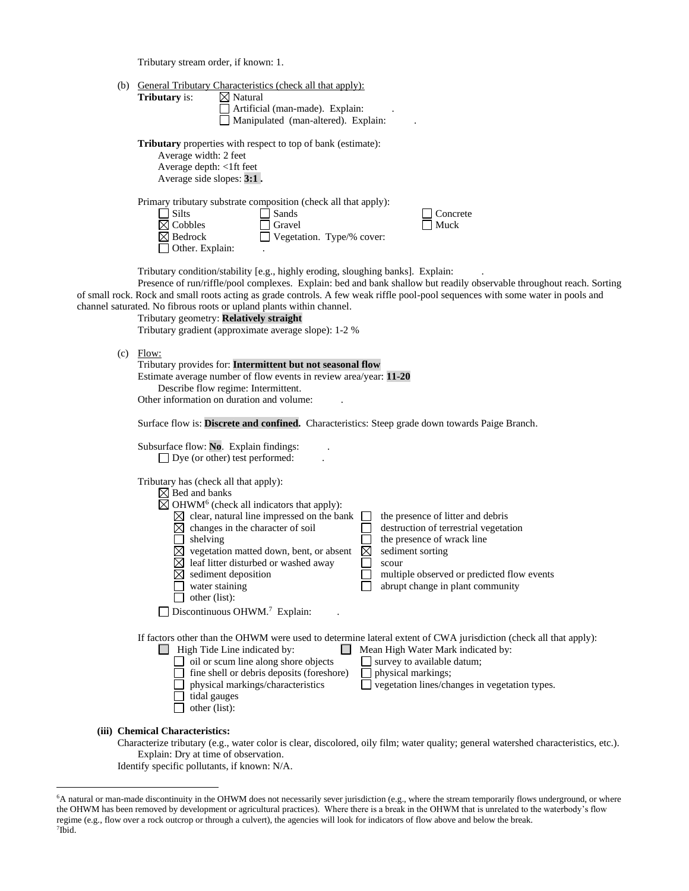Tributary stream order, if known: 1.

(b) General Tributary Characteristics (check all that apply):

**Tributary** is: ☒ Natural
☐ Artificial (man-made). Explain: .
☐ Manipulated (man-altered). Explain: .

**Tributary** properties with respect to top of bank (estimate):
Average width: 2 feet
Average depth: <1ft feet
Average side slopes: **3:1 .**

Primary tributary substrate composition (check all that apply):

☐ Silts ☐ Sands ☐ Concrete
☒ Cobbles ☐ Gravel ☐ Muck
☒ Bedrock ☐ Vegetation. Type/% cover:
☐ Other. Explain: .

Tributary condition/stability [e.g., highly eroding, sloughing banks]. Explain: .

Presence of run/riffle/pool complexes. Explain: bed and bank shallow but readily observable throughout reach. Sorting of small rock. Rock and small roots acting as grade controls. A few weak riffle pool-pool sequences with some water in pools and channel saturated. No fibrous roots or upland plants within channel.

Tributary geometry: **Relatively straight**
Tributary gradient (approximate average slope): 1-2 %

(c) Flow:

Tributary provides for: **Intermittent but not seasonal flow**
Estimate average number of flow events in review area/year: **11-20**
Describe flow regime: Intermittent.
Other information on duration and volume: .

Surface flow is: **Discrete and confined.** Characteristics: Steep grade down towards Paige Branch.

Subsurface flow: **No**. Explain findings: .
☐ Dye (or other) test performed: .

Tributary has (check all that apply):
☒ Bed and banks
☒ OHWM[6] (check all indicators that apply):

☒ clear, natural line impressed on the bank ☐ the presence of litter and debris
☒ changes in the character of soil ☐ destruction of terrestrial vegetation
☐ shelving ☐ the presence of wrack line
☒ vegetation matted down, bent, or absent ☒ sediment sorting
☒ leaf litter disturbed or washed away ☐ scour
☒ sediment deposition ☐ multiple observed or predicted flow events
☐ water staining ☐ abrupt change in plant community
☐ other (list):

☐ Discontinuous OHWM.[7] Explain: .

If factors other than the OHWM were used to determine lateral extent of CWA jurisdiction (check all that apply):

☐ High Tide Line indicated by: ☐ Mean High Water Mark indicated by:
☐ oil or scum line along shore objects ☐ survey to available datum;
☐ fine shell or debris deposits (foreshore) ☐ physical markings;
☐ physical markings/characteristics ☐ vegetation lines/changes in vegetation types.
☐ tidal gauges
☐ other (list):

**(iii) Chemical Characteristics:**

Characterize tributary (e.g., water color is clear, discolored, oily film; water quality; general watershed characteristics, etc.).
Explain: Dry at time of observation.
Identify specific pollutants, if known: N/A.

---

[6]A natural or man-made discontinuity in the OHWM does not necessarily sever jurisdiction (e.g., where the stream temporarily flows underground, or where the OHWM has been removed by development or agricultural practices). Where there is a break in the OHWM that is unrelated to the waterbody's flow regime (e.g., flow over a rock outcrop or through a culvert), the agencies will look for indicators of flow above and below the break.
[7]Ibid.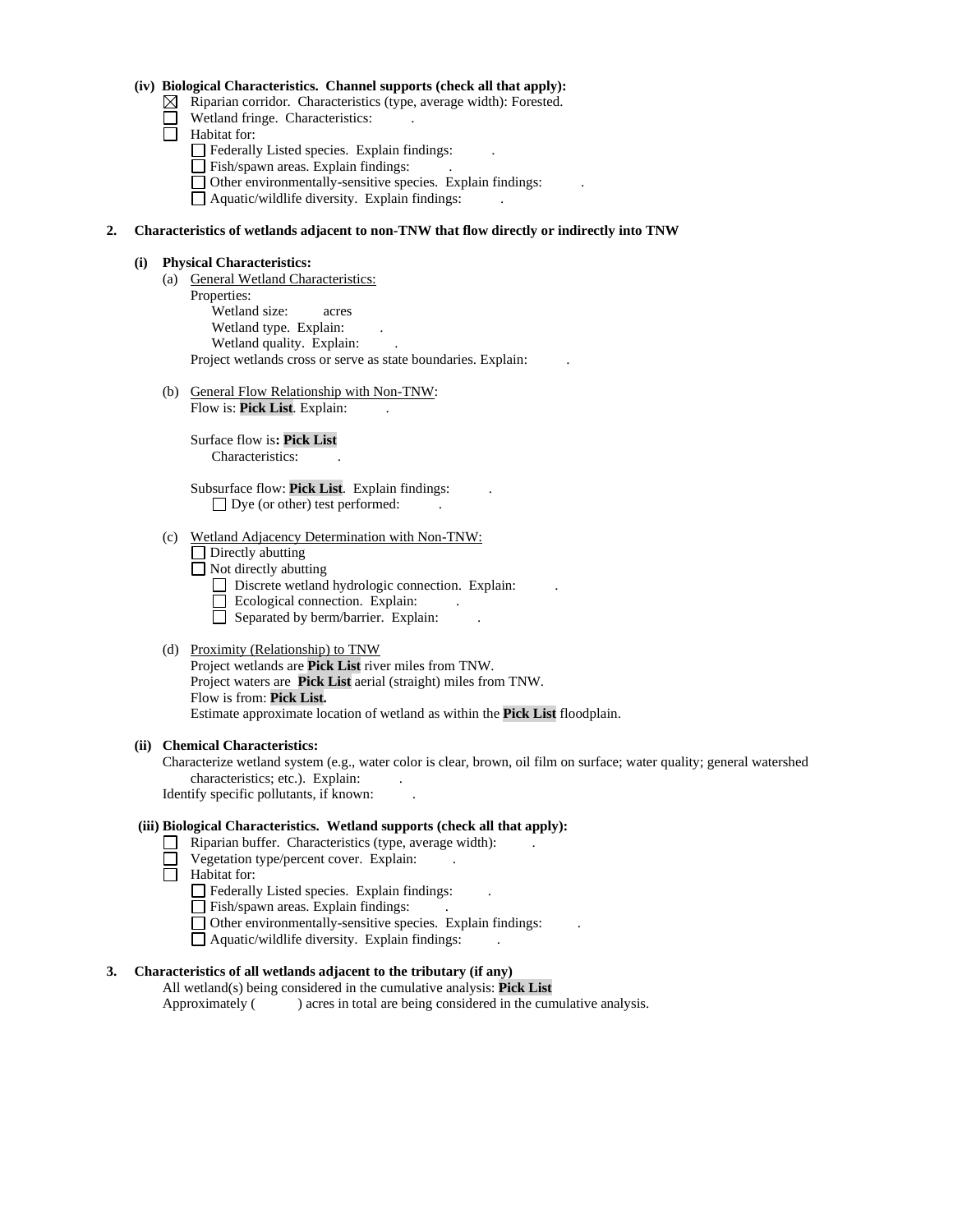**(iv) Biological Characteristics. Channel supports (check all that apply):**

- ☒ Riparian corridor. Characteristics (type, average width): Forested.
- ☐ Wetland fringe. Characteristics: .
- ☐ Habitat for:
  - ☐ Federally Listed species. Explain findings: .
  - ☐ Fish/spawn areas. Explain findings: .
  - ☐ Other environmentally-sensitive species. Explain findings: .
  - ☐ Aquatic/wildlife diversity. Explain findings: .

**2. Characteristics of wetlands adjacent to non-TNW that flow directly or indirectly into TNW**

**(i) Physical Characteristics:**

(a) General Wetland Characteristics:

Properties:

Wetland size: acres

Wetland type. Explain: .

Wetland quality. Explain: .

Project wetlands cross or serve as state boundaries. Explain: .

(b) General Flow Relationship with Non-TNW:

Flow is: **Pick List**. Explain: .

Surface flow is**: Pick List**

Characteristics: .

Subsurface flow: **Pick List**. Explain findings: .

- ☐ Dye (or other) test performed: .

(c) Wetland Adjacency Determination with Non-TNW:

- ☐ Directly abutting
- ☐ Not directly abutting
  - ☐ Discrete wetland hydrologic connection. Explain: .
  - ☐ Ecological connection. Explain: .
  - ☐ Separated by berm/barrier. Explain: .

(d) Proximity (Relationship) to TNW

Project wetlands are **Pick List** river miles from TNW.

Project waters are **Pick List** aerial (straight) miles from TNW.

Flow is from: **Pick List.**

Estimate approximate location of wetland as within the **Pick List** floodplain.

**(ii) Chemical Characteristics:**

Characterize wetland system (e.g., water color is clear, brown, oil film on surface; water quality; general watershed characteristics; etc.). Explain: .

Identify specific pollutants, if known: .

**(iii) Biological Characteristics. Wetland supports (check all that apply):**

- ☐ Riparian buffer. Characteristics (type, average width): .
- ☐ Vegetation type/percent cover. Explain: .
- ☐ Habitat for:
  - ☐ Federally Listed species. Explain findings: .
  - ☐ Fish/spawn areas. Explain findings: .
  - ☐ Other environmentally-sensitive species. Explain findings: .
  - ☐ Aquatic/wildlife diversity. Explain findings: .

**3. Characteristics of all wetlands adjacent to the tributary (if any)**

All wetland(s) being considered in the cumulative analysis: **Pick List**

Approximately ( ) acres in total are being considered in the cumulative analysis.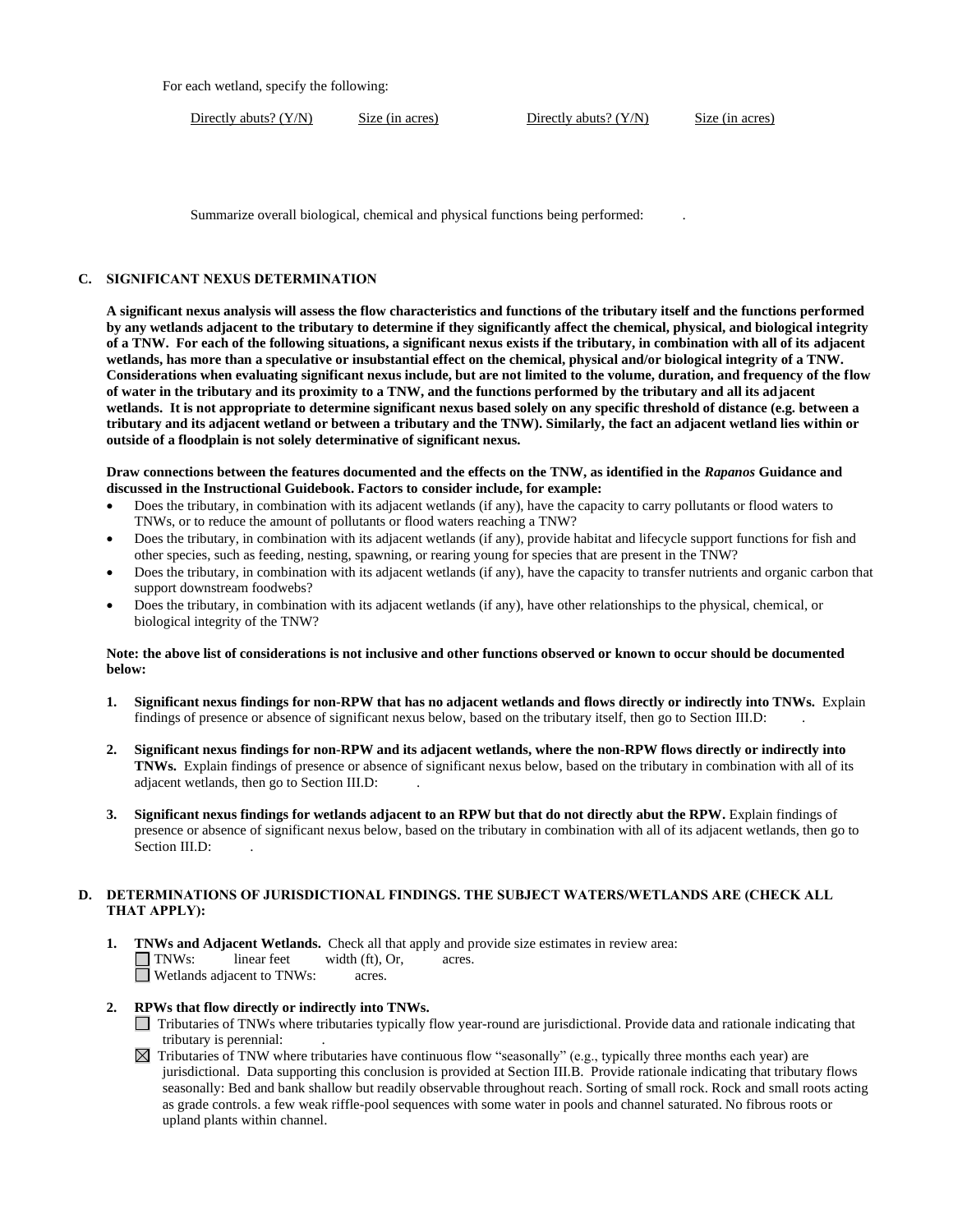For each wetland, specify the following:

| Directly abuts? (Y/N) | Size (in acres) | Directly abuts? (Y/N) | Size (in acres) |
|---|---|---|---|

Summarize overall biological, chemical and physical functions being performed: .

## C. SIGNIFICANT NEXUS DETERMINATION

**A significant nexus analysis will assess the flow characteristics and functions of the tributary itself and the functions performed by any wetlands adjacent to the tributary to determine if they significantly affect the chemical, physical, and biological integrity of a TNW. For each of the following situations, a significant nexus exists if the tributary, in combination with all of its adjacent wetlands, has more than a speculative or insubstantial effect on the chemical, physical and/or biological integrity of a TNW. Considerations when evaluating significant nexus include, but are not limited to the volume, duration, and frequency of the flow of water in the tributary and its proximity to a TNW, and the functions performed by the tributary and all its adjacent wetlands. It is not appropriate to determine significant nexus based solely on any specific threshold of distance (e.g. between a tributary and its adjacent wetland or between a tributary and the TNW). Similarly, the fact an adjacent wetland lies within or outside of a floodplain is not solely determinative of significant nexus.**

**Draw connections between the features documented and the effects on the TNW, as identified in the *Rapanos* Guidance and discussed in the Instructional Guidebook. Factors to consider include, for example:**

- Does the tributary, in combination with its adjacent wetlands (if any), have the capacity to carry pollutants or flood waters to TNWs, or to reduce the amount of pollutants or flood waters reaching a TNW?
- Does the tributary, in combination with its adjacent wetlands (if any), provide habitat and lifecycle support functions for fish and other species, such as feeding, nesting, spawning, or rearing young for species that are present in the TNW?
- Does the tributary, in combination with its adjacent wetlands (if any), have the capacity to transfer nutrients and organic carbon that support downstream foodwebs?
- Does the tributary, in combination with its adjacent wetlands (if any), have other relationships to the physical, chemical, or biological integrity of the TNW?

**Note: the above list of considerations is not inclusive and other functions observed or known to occur should be documented below:**

1. **Significant nexus findings for non-RPW that has no adjacent wetlands and flows directly or indirectly into TNWs.** Explain findings of presence or absence of significant nexus below, based on the tributary itself, then go to Section III.D: .

2. **Significant nexus findings for non-RPW and its adjacent wetlands, where the non-RPW flows directly or indirectly into TNWs.** Explain findings of presence or absence of significant nexus below, based on the tributary in combination with all of its adjacent wetlands, then go to Section III.D: .

3. **Significant nexus findings for wetlands adjacent to an RPW but that do not directly abut the RPW.** Explain findings of presence or absence of significant nexus below, based on the tributary in combination with all of its adjacent wetlands, then go to Section III.D: .

## D. DETERMINATIONS OF JURISDICTIONAL FINDINGS. THE SUBJECT WATERS/WETLANDS ARE (CHECK ALL THAT APPLY):

1. **TNWs and Adjacent Wetlands.** Check all that apply and provide size estimates in review area:
   - ☐ TNWs: linear feet width (ft), Or, acres.
   - ☐ Wetlands adjacent to TNWs: acres.

2. **RPWs that flow directly or indirectly into TNWs.**
   - ☐ Tributaries of TNWs where tributaries typically flow year-round are jurisdictional. Provide data and rationale indicating that tributary is perennial: .
   - ☒ Tributaries of TNW where tributaries have continuous flow "seasonally" (e.g., typically three months each year) are jurisdictional. Data supporting this conclusion is provided at Section III.B. Provide rationale indicating that tributary flows seasonally: Bed and bank shallow but readily observable throughout reach. Sorting of small rock. Rock and small roots acting as grade controls. a few weak riffle-pool sequences with some water in pools and channel saturated. No fibrous roots or upland plants within channel.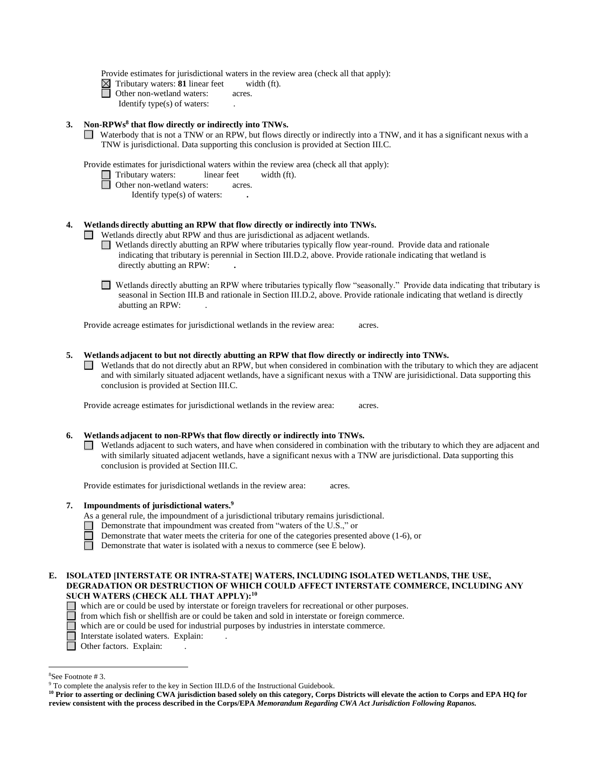Provide estimates for jurisdictional waters in the review area (check all that apply):

☒ Tributary waters: **81** linear feet width (ft).

☐ Other non-wetland waters: acres.

Identify type(s) of waters: .

**3. Non-RPWs[8] that flow directly or indirectly into TNWs.**

☐ Waterbody that is not a TNW or an RPW, but flows directly or indirectly into a TNW, and it has a significant nexus with a TNW is jurisdictional. Data supporting this conclusion is provided at Section III.C.

Provide estimates for jurisdictional waters within the review area (check all that apply):

☐ Tributary waters: linear feet width (ft).

☐ Other non-wetland waters: acres.

Identify type(s) of waters: **.**

**4. Wetlands directly abutting an RPW that flow directly or indirectly into TNWs.**

☐ Wetlands directly abut RPW and thus are jurisdictional as adjacent wetlands.

☐ Wetlands directly abutting an RPW where tributaries typically flow year-round. Provide data and rationale indicating that tributary is perennial in Section III.D.2, above. Provide rationale indicating that wetland is directly abutting an RPW: **.**

☐ Wetlands directly abutting an RPW where tributaries typically flow "seasonally." Provide data indicating that tributary is seasonal in Section III.B and rationale in Section III.D.2, above. Provide rationale indicating that wetland is directly abutting an RPW: .

Provide acreage estimates for jurisdictional wetlands in the review area: acres.

**5. Wetlands adjacent to but not directly abutting an RPW that flow directly or indirectly into TNWs.**

☐ Wetlands that do not directly abut an RPW, but when considered in combination with the tributary to which they are adjacent and with similarly situated adjacent wetlands, have a significant nexus with a TNW are jurisidictional. Data supporting this conclusion is provided at Section III.C.

Provide acreage estimates for jurisdictional wetlands in the review area: acres.

**6. Wetlands adjacent to non-RPWs that flow directly or indirectly into TNWs.**

☐ Wetlands adjacent to such waters, and have when considered in combination with the tributary to which they are adjacent and with similarly situated adjacent wetlands, have a significant nexus with a TNW are jurisdictional. Data supporting this conclusion is provided at Section III.C.

Provide estimates for jurisdictional wetlands in the review area: acres.

**7. Impoundments of jurisdictional waters.[9]**

As a general rule, the impoundment of a jurisdictional tributary remains jurisdictional.

☐ Demonstrate that impoundment was created from "waters of the U.S.," or

☐ Demonstrate that water meets the criteria for one of the categories presented above (1-6), or

☐ Demonstrate that water is isolated with a nexus to commerce (see E below).

**E. ISOLATED [INTERSTATE OR INTRA-STATE] WATERS, INCLUDING ISOLATED WETLANDS, THE USE, DEGRADATION OR DESTRUCTION OF WHICH COULD AFFECT INTERSTATE COMMERCE, INCLUDING ANY SUCH WATERS (CHECK ALL THAT APPLY):[10]**

☐ which are or could be used by interstate or foreign travelers for recreational or other purposes.

☐ from which fish or shellfish are or could be taken and sold in interstate or foreign commerce.

☐ which are or could be used for industrial purposes by industries in interstate commerce.

☐ Interstate isolated waters. Explain: .

☐ Other factors. Explain: .

---

[8] See Footnote # 3.

[9] To complete the analysis refer to the key in Section III.D.6 of the Instructional Guidebook.

[10] **Prior to asserting or declining CWA jurisdiction based solely on this category, Corps Districts will elevate the action to Corps and EPA HQ for review consistent with the process described in the Corps/EPA *Memorandum Regarding CWA Act Jurisdiction Following Rapanos.***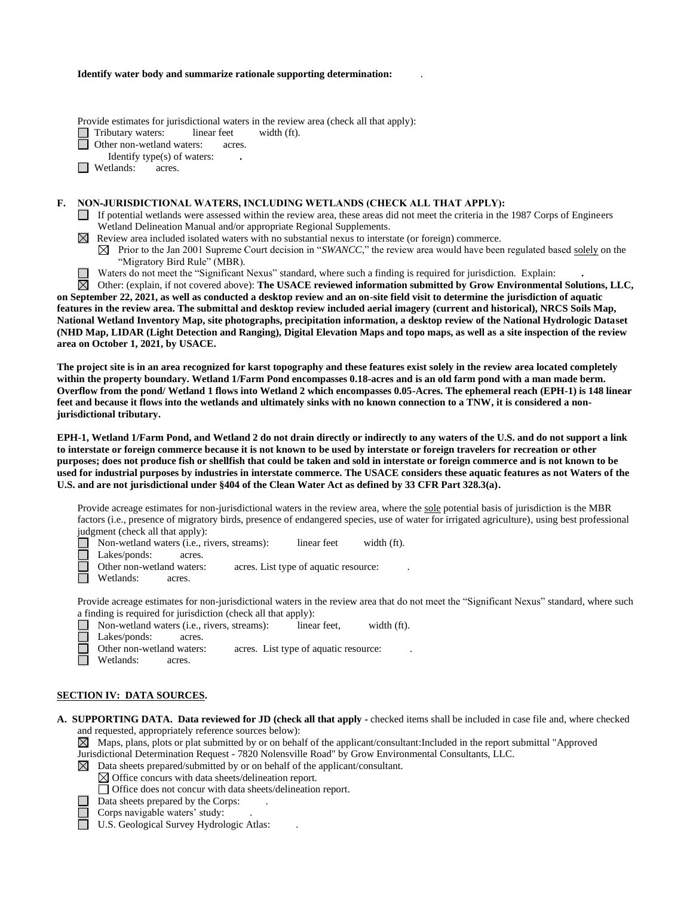**Identify water body and summarize rationale supporting determination:** .

Provide estimates for jurisdictional waters in the review area (check all that apply):

☐ Tributary waters: linear feet width (ft).
☐ Other non-wetland waters: acres.
Identify type(s) of waters: **.**
☐ Wetlands: acres.

**F. NON-JURISDICTIONAL WATERS, INCLUDING WETLANDS (CHECK ALL THAT APPLY):**

☐ If potential wetlands were assessed within the review area, these areas did not meet the criteria in the 1987 Corps of Engineers Wetland Delineation Manual and/or appropriate Regional Supplements.
☒ Review area included isolated waters with no substantial nexus to interstate (or foreign) commerce.
☒ Prior to the Jan 2001 Supreme Court decision in "*SWANCC*," the review area would have been regulated based solely on the "Migratory Bird Rule" (MBR).
☐ Waters do not meet the "Significant Nexus" standard, where such a finding is required for jurisdiction. Explain: **.**
☒ Other: (explain, if not covered above): **The USACE reviewed information submitted by Grow Environmental Solutions, LLC, on September 22, 2021, as well as conducted a desktop review and an on-site field visit to determine the jurisdiction of aquatic features in the review area. The submittal and desktop review included aerial imagery (current and historical), NRCS Soils Map, National Wetland Inventory Map, site photographs, precipitation information, a desktop review of the National Hydrologic Dataset (NHD Map, LIDAR (Light Detection and Ranging), Digital Elevation Maps and topo maps, as well as a site inspection of the review area on October 1, 2021, by USACE.**

**The project site is in an area recognized for karst topography and these features exist solely in the review area located completely within the property boundary. Wetland 1/Farm Pond encompasses 0.18-acres and is an old farm pond with a man made berm. Overflow from the pond/ Wetland 1 flows into Wetland 2 which encompasses 0.05-Acres. The ephemeral reach (EPH-1) is 148 linear feet and because it flows into the wetlands and ultimately sinks with no known connection to a TNW, it is considered a non-jurisdictional tributary.**

**EPH-1, Wetland 1/Farm Pond, and Wetland 2 do not drain directly or indirectly to any waters of the U.S. and do not support a link to interstate or foreign commerce because it is not known to be used by interstate or foreign travelers for recreation or other purposes; does not produce fish or shellfish that could be taken and sold in interstate or foreign commerce and is not known to be used for industrial purposes by industries in interstate commerce. The USACE considers these aquatic features as not Waters of the U.S. and are not jurisdictional under §404 of the Clean Water Act as defined by 33 CFR Part 328.3(a).**

Provide acreage estimates for non-jurisdictional waters in the review area, where the sole potential basis of jurisdiction is the MBR factors (i.e., presence of migratory birds, presence of endangered species, use of water for irrigated agriculture), using best professional judgment (check all that apply):

☐ Non-wetland waters (i.e., rivers, streams): linear feet width (ft).
☐ Lakes/ponds: acres.
☐ Other non-wetland waters: acres. List type of aquatic resource: .
☐ Wetlands: acres.

Provide acreage estimates for non-jurisdictional waters in the review area that do not meet the "Significant Nexus" standard, where such a finding is required for jurisdiction (check all that apply):

☐ Non-wetland waters (i.e., rivers, streams): linear feet, width (ft).
☐ Lakes/ponds: acres.
☐ Other non-wetland waters: acres. List type of aquatic resource: .
☐ Wetlands: acres.

## SECTION IV: DATA SOURCES.

**A. SUPPORTING DATA. Data reviewed for JD (check all that apply -** checked items shall be included in case file and, where checked and requested, appropriately reference sources below):

☒ Maps, plans, plots or plat submitted by or on behalf of the applicant/consultant:Included in the report submittal "Approved Jurisdictional Determination Request - 7820 Nolensville Road" by Grow Environmental Consultants, LLC.
☒ Data sheets prepared/submitted by or on behalf of the applicant/consultant.
☒ Office concurs with data sheets/delineation report.
☐ Office does not concur with data sheets/delineation report.
☐ Data sheets prepared by the Corps: .
☐ Corps navigable waters' study: .
☐ U.S. Geological Survey Hydrologic Atlas: .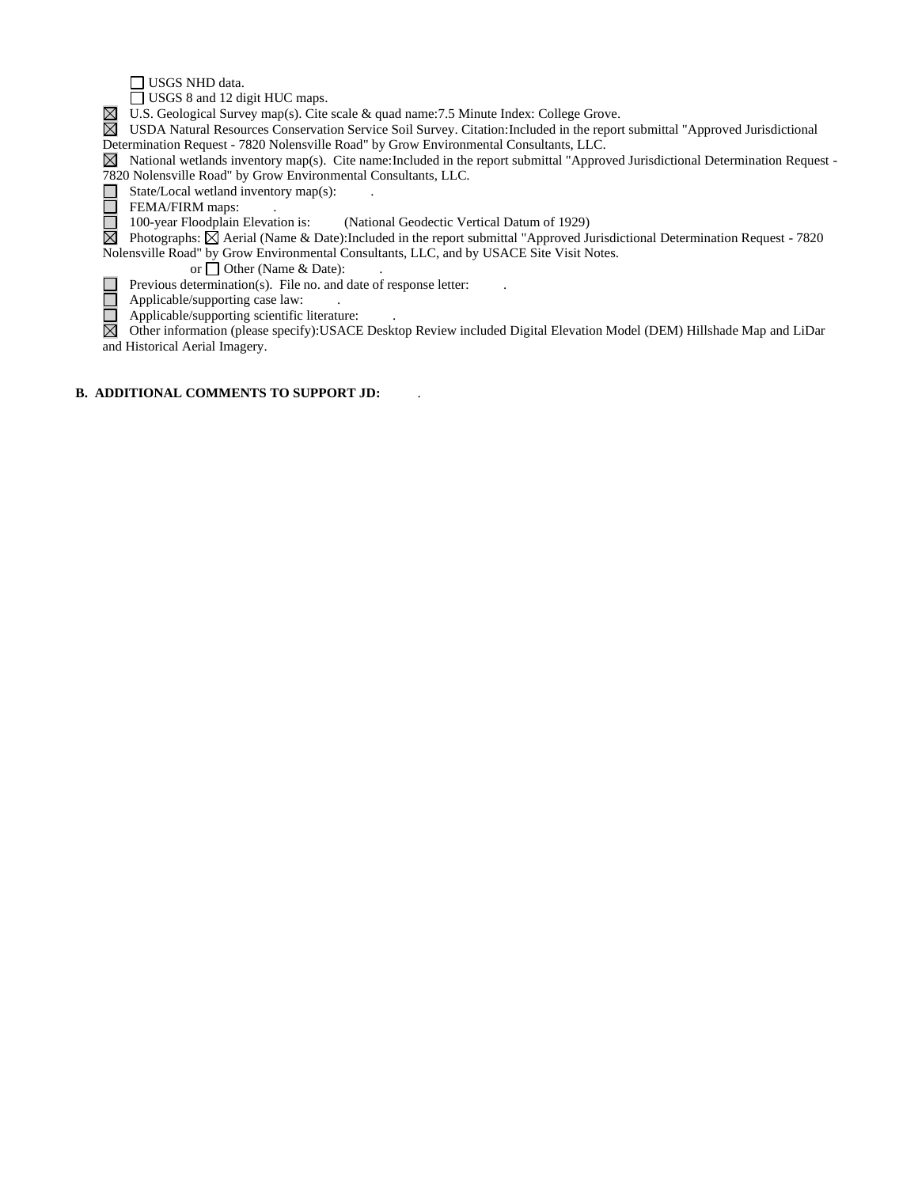☐ USGS NHD data.

☐ USGS 8 and 12 digit HUC maps.

☒ U.S. Geological Survey map(s). Cite scale & quad name:7.5 Minute Index: College Grove.

☒ USDA Natural Resources Conservation Service Soil Survey. Citation:Included in the report submittal "Approved Jurisdictional Determination Request - 7820 Nolensville Road" by Grow Environmental Consultants, LLC.

☒ National wetlands inventory map(s). Cite name:Included in the report submittal "Approved Jurisdictional Determination Request - 7820 Nolensville Road" by Grow Environmental Consultants, LLC.

☐ State/Local wetland inventory map(s): .

☐ FEMA/FIRM maps: .

☐ 100-year Floodplain Elevation is: (National Geodectic Vertical Datum of 1929)

☒ Photographs: ☒ Aerial (Name & Date):Included in the report submittal "Approved Jurisdictional Determination Request - 7820 Nolensville Road" by Grow Environmental Consultants, LLC, and by USACE Site Visit Notes.

or ☐ Other (Name & Date): .

☐ Previous determination(s). File no. and date of response letter: .

☐ Applicable/supporting case law: .

☐ Applicable/supporting scientific literature: .

☒ Other information (please specify):USACE Desktop Review included Digital Elevation Model (DEM) Hillshade Map and LiDar and Historical Aerial Imagery.

**B. ADDITIONAL COMMENTS TO SUPPORT JD:** .